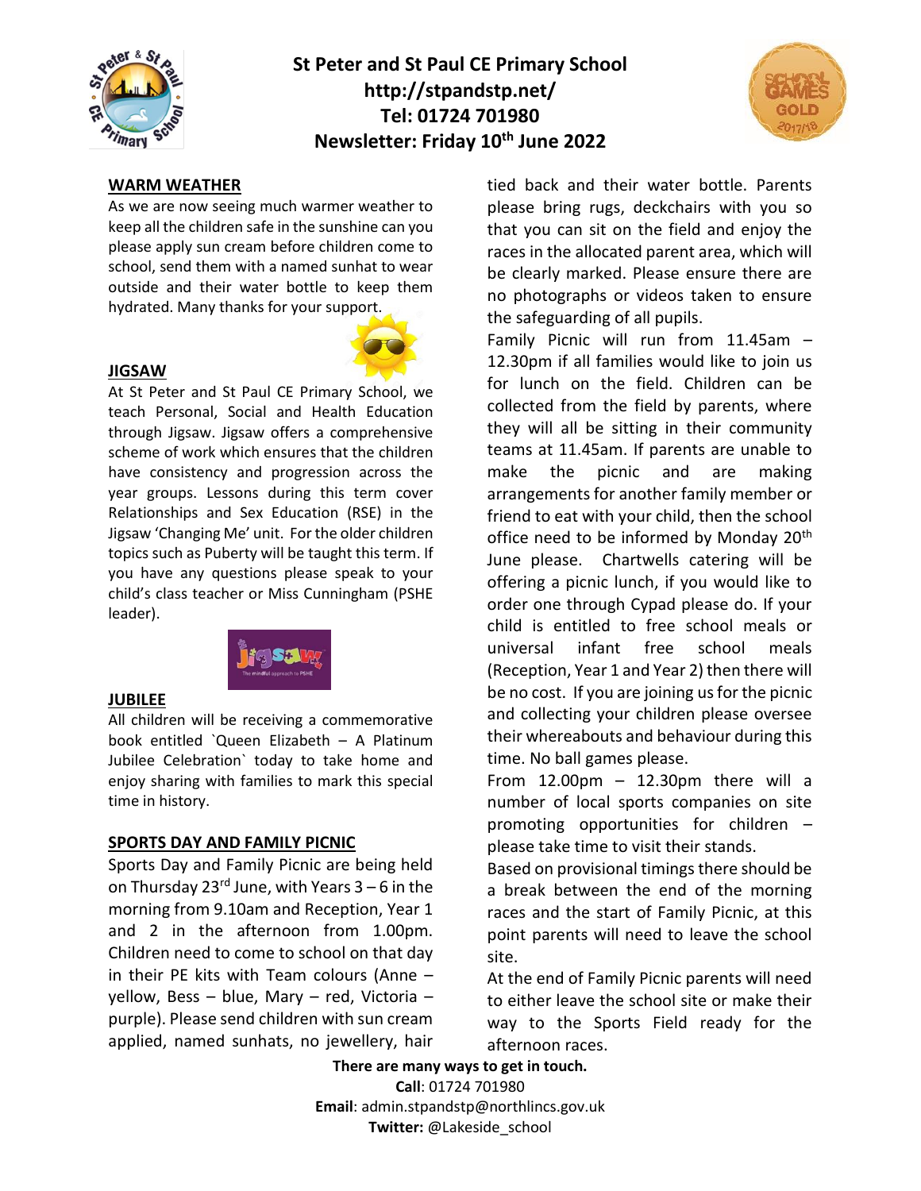# St Peter and St Paul CE Primary School

**http://stpandstp.net/**

**Tel: 01724 701980**

**Newsletter: Friday 10th June 2022**

## WARM WEATHER

As we are now seeing much warmer weather to keep all the children safe in the sunshine can you please apply sun cream before children come to school, send them with a named sunhat to wear outside and their water bottle to keep them hydrated. Many thanks for your support.

## JIGSAW

At St Peter and St Paul CE Primary School, we teach Personal, Social and Health Education through Jigsaw. Jigsaw offers a comprehensive scheme of work which ensures that the children have consistency and progression across the year groups. Lessons during this term cover Relationships and Sex Education (RSE) in the Jigsaw 'Changing Me' unit. For the older children topics such as Puberty will be taught this term. If you have any questions please speak to your child's class teacher or Miss Cunningham (PSHE leader).

## JUBILEE

All children will be receiving a commemorative book entitled `Queen Elizabeth – A Platinum Jubilee Celebration` today to take home and enjoy sharing with families to mark this special time in history.

## SPORTS DAY AND FAMILY PICNIC

Sports Day and Family Picnic are being held on Thursday 23rd June, with Years 3 – 6 in the morning from 9.10am and Reception, Year 1 and 2 in the afternoon from 1.00pm. Children need to come to school on that day in their PE kits with Team colours (Anne – yellow, Bess – blue, Mary – red, Victoria – purple). Please send children with sun cream applied, named sunhats, no jewellery, hair tied back and their water bottle. Parents please bring rugs, deckchairs with you so that you can sit on the field and enjoy the races in the allocated parent area, which will be clearly marked. Please ensure there are no photographs or videos taken to ensure the safeguarding of all pupils.

Family Picnic will run from 11.45am – 12.30pm if all families would like to join us for lunch on the field. Children can be collected from the field by parents, where they will all be sitting in their community teams at 11.45am. If parents are unable to make the picnic and are making arrangements for another family member or friend to eat with your child, then the school office need to be informed by Monday 20th June please. Chartwells catering will be offering a picnic lunch, if you would like to order one through Cypad please do. If your child is entitled to free school meals or universal infant free school meals (Reception, Year 1 and Year 2) then there will be no cost. If you are joining us for the picnic and collecting your children please oversee their whereabouts and behaviour during this time. No ball games please.

From 12.00pm – 12.30pm there will a number of local sports companies on site promoting opportunities for children – please take time to visit their stands.

Based on provisional timings there should be a break between the end of the morning races and the start of Family Picnic, at this point parents will need to leave the school site.

At the end of Family Picnic parents will need to either leave the school site or make their way to the Sports Field ready for the afternoon races.

**There are many ways to get in touch.**

**Call**: 01724 701980

**Email**: admin.stpandstp@northlincs.gov.uk

**Twitter:** @Lakeside_school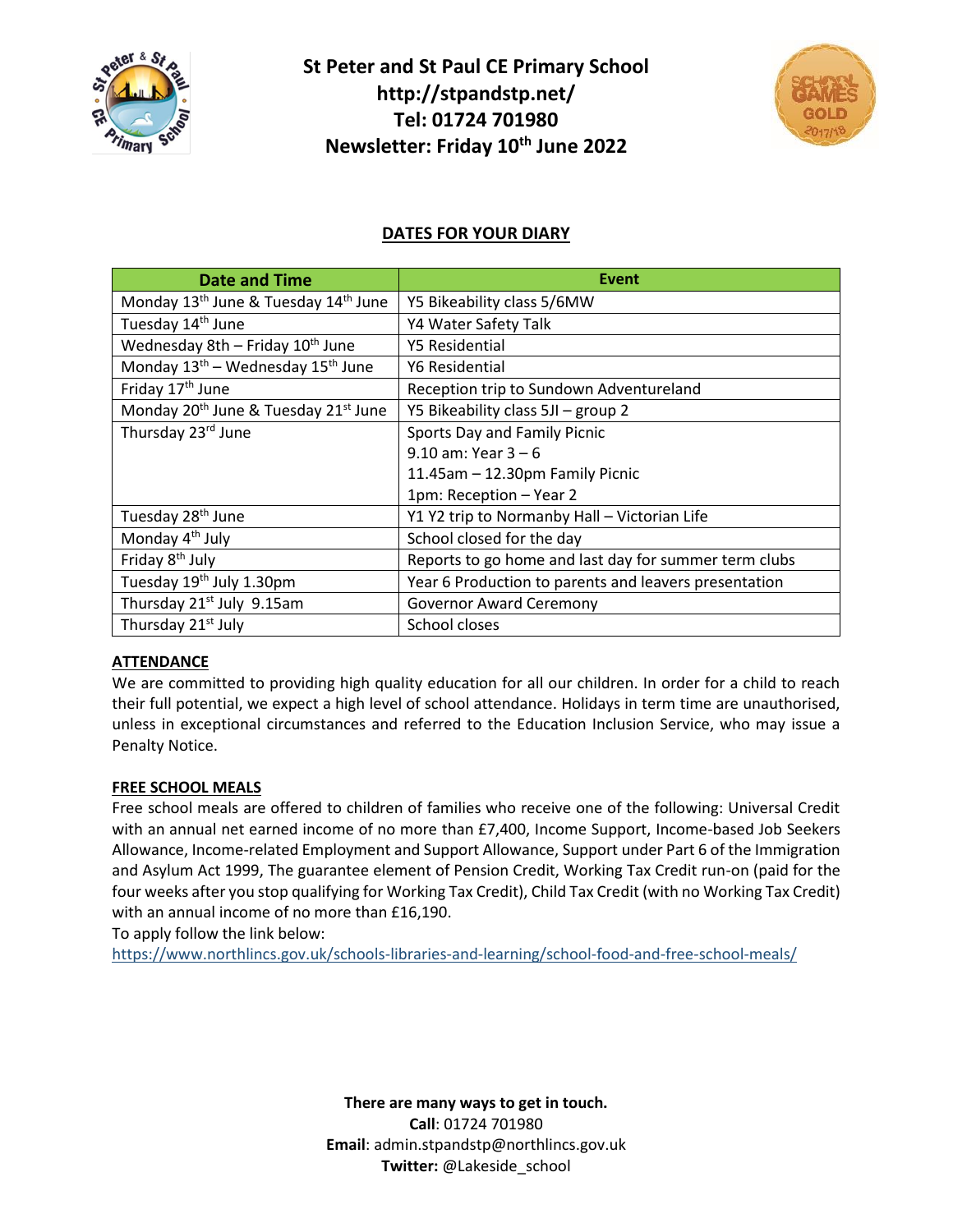# St Peter and St Paul CE Primary School
**http://stpandstp.net/**
**Tel: 01724 701980**
**Newsletter: Friday 10th June 2022**

## DATES FOR YOUR DIARY

| Date and Time | Event |
|---|---|
| Monday 13th June & Tuesday 14th June | Y5 Bikeability class 5/6MW |
| Tuesday 14th June | Y4 Water Safety Talk |
| Wednesday 8th – Friday 10th June | Y5 Residential |
| Monday 13th – Wednesday 15th June | Y6 Residential |
| Friday 17th June | Reception trip to Sundown Adventureland |
| Monday 20th June & Tuesday 21st June | Y5 Bikeability class 5JI – group 2 |
| Thursday 23rd June | Sports Day and Family Picnic<br>9.10 am: Year 3 – 6<br>11.45am – 12.30pm Family Picnic<br>1pm: Reception – Year 2 |
| Tuesday 28th June | Y1 Y2 trip to Normanby Hall – Victorian Life |
| Monday 4th July | School closed for the day |
| Friday 8th July | Reports to go home and last day for summer term clubs |
| Tuesday 19th July 1.30pm | Year 6 Production to parents and leavers presentation |
| Thursday 21st July 9.15am | Governor Award Ceremony |
| Thursday 21st July | School closes |

### ATTENDANCE

We are committed to providing high quality education for all our children. In order for a child to reach their full potential, we expect a high level of school attendance. Holidays in term time are unauthorised, unless in exceptional circumstances and referred to the Education Inclusion Service, who may issue a Penalty Notice.

### FREE SCHOOL MEALS

Free school meals are offered to children of families who receive one of the following: Universal Credit with an annual net earned income of no more than £7,400, Income Support, Income-based Job Seekers Allowance, Income-related Employment and Support Allowance, Support under Part 6 of the Immigration and Asylum Act 1999, The guarantee element of Pension Credit, Working Tax Credit run-on (paid for the four weeks after you stop qualifying for Working Tax Credit), Child Tax Credit (with no Working Tax Credit) with an annual income of no more than £16,190.

To apply follow the link below:
https://www.northlincs.gov.uk/schools-libraries-and-learning/school-food-and-free-school-meals/

**There are many ways to get in touch.**
**Call**: 01724 701980
**Email**: admin.stpandstp@northlincs.gov.uk
**Twitter:** @Lakeside_school